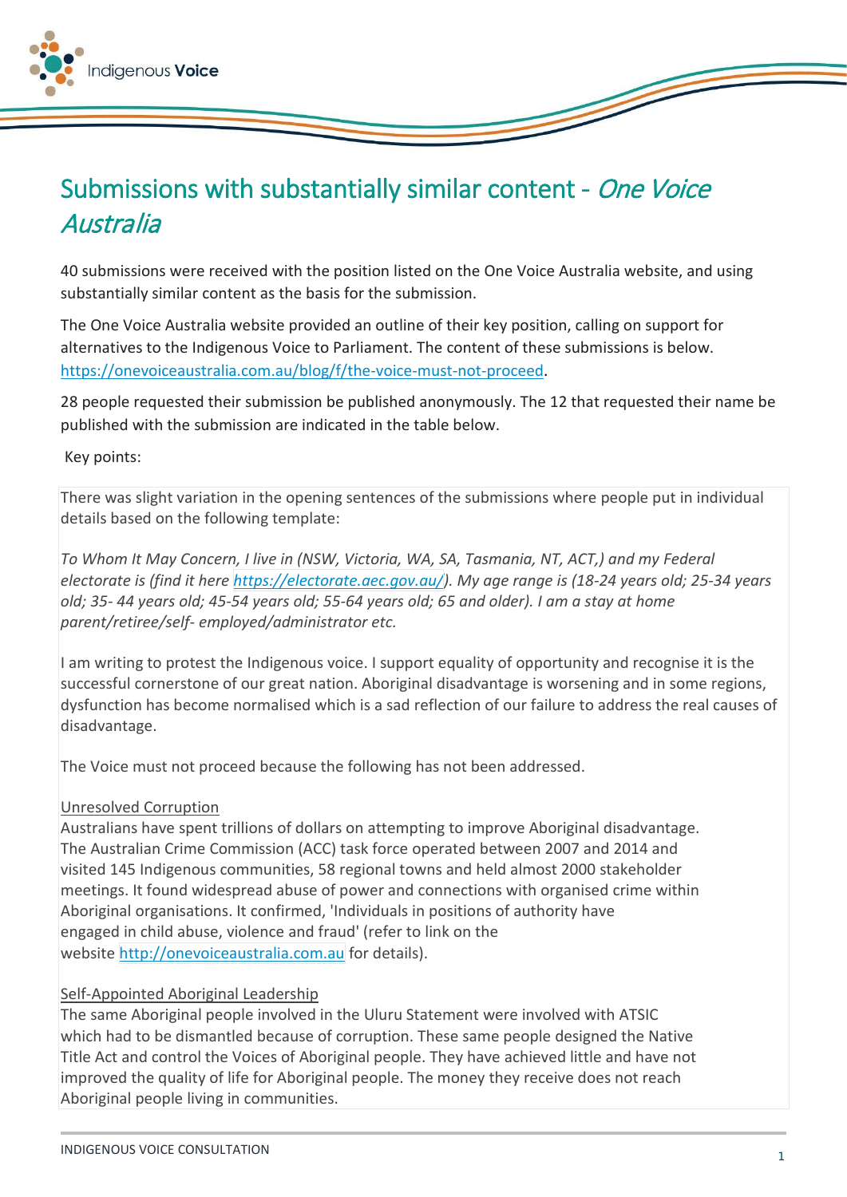# Submissions with substantially similar content - *One Voice Australia*

40 submissions were received with the position listed on the One Voice Australia website, and using substantially similar content as the basis for the submission.

The One Voice Australia website provided an outline of their key position, calling on support for alternatives to the Indigenous Voice to Parliament. The content of these submissions is below. [https://onevoiceaustralia.com.au/blog/f/the-voice-must-not-proceed](https://onevoiceaustralia.com.au/blog/f/the-voice-must-not-proceed).

28 people requested their submission be published anonymously. The 12 that requested their name be published with the submission are indicated in the table below.

Key points:

There was slight variation in the opening sentences of the submissions where people put in individual details based on the following template:

*To Whom It May Concern, I live in (NSW, Victoria, WA, SA, Tasmania, NT, ACT,) and my Federal electorate is (find it here [https://electorate.aec.gov.au/](https://electorate.aec.gov.au/)). My age range is (18-24 years old; 25-34 years old; 35- 44 years old; 45-54 years old; 55-64 years old; 65 and older). I am a stay at home parent/retiree/self- employed/administrator etc.*

I am writing to protest the Indigenous voice. I support equality of opportunity and recognise it is the successful cornerstone of our great nation. Aboriginal disadvantage is worsening and in some regions, dysfunction has become normalised which is a sad reflection of our failure to address the real causes of disadvantage.

The Voice must not proceed because the following has not been addressed.

<u>Unresolved Corruption</u>
Australians have spent trillions of dollars on attempting to improve Aboriginal disadvantage. The Australian Crime Commission (ACC) task force operated between 2007 and 2014 and visited 145 Indigenous communities, 58 regional towns and held almost 2000 stakeholder meetings. It found widespread abuse of power and connections with organised crime within Aboriginal organisations. It confirmed, 'Individuals in positions of authority have engaged in child abuse, violence and fraud' (refer to link on the website [http://onevoiceaustralia.com.au](http://onevoiceaustralia.com.au) for details).

<u>Self-Appointed Aboriginal Leadership</u>
The same Aboriginal people involved in the Uluru Statement were involved with ATSIC which had to be dismantled because of corruption. These same people designed the Native Title Act and control the Voices of Aboriginal people. They have achieved little and have not improved the quality of life for Aboriginal people. The money they receive does not reach Aboriginal people living in communities.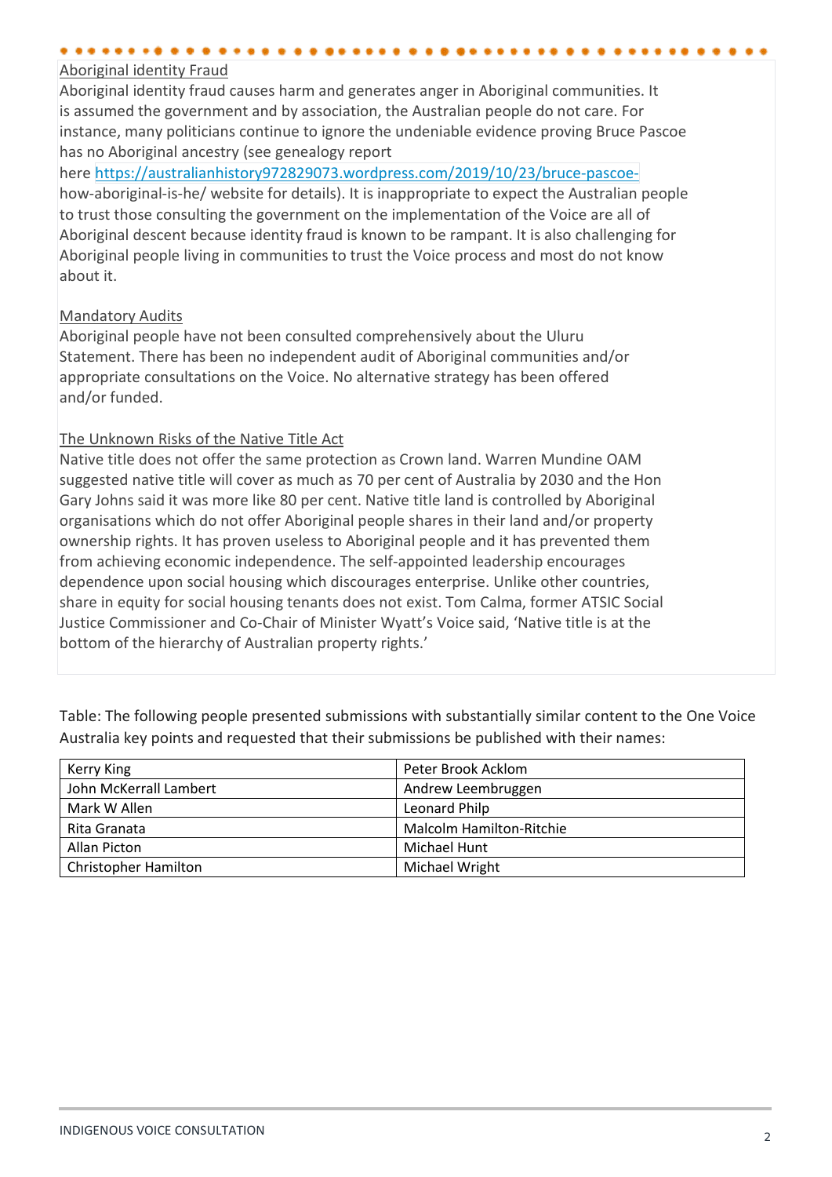Aboriginal identity Fraud

Aboriginal identity fraud causes harm and generates anger in Aboriginal communities. It is assumed the government and by association, the Australian people do not care. For instance, many politicians continue to ignore the undeniable evidence proving Bruce Pascoe has no Aboriginal ancestry (see genealogy report here https://australianhistory972829073.wordpress.com/2019/10/23/bruce-pascoe-how-aboriginal-is-he/ website for details). It is inappropriate to expect the Australian people to trust those consulting the government on the implementation of the Voice are all of Aboriginal descent because identity fraud is known to be rampant. It is also challenging for Aboriginal people living in communities to trust the Voice process and most do not know about it.

Mandatory Audits

Aboriginal people have not been consulted comprehensively about the Uluru Statement. There has been no independent audit of Aboriginal communities and/or appropriate consultations on the Voice. No alternative strategy has been offered and/or funded.

The Unknown Risks of the Native Title Act

Native title does not offer the same protection as Crown land. Warren Mundine OAM suggested native title will cover as much as 70 per cent of Australia by 2030 and the Hon Gary Johns said it was more like 80 per cent. Native title land is controlled by Aboriginal organisations which do not offer Aboriginal people shares in their land and/or property ownership rights. It has proven useless to Aboriginal people and it has prevented them from achieving economic independence. The self-appointed leadership encourages dependence upon social housing which discourages enterprise. Unlike other countries, share in equity for social housing tenants does not exist. Tom Calma, former ATSIC Social Justice Commissioner and Co-Chair of Minister Wyatt's Voice said, 'Native title is at the bottom of the hierarchy of Australian property rights.'

Table: The following people presented submissions with substantially similar content to the One Voice Australia key points and requested that their submissions be published with their names:

| | |
|---|---|
| Kerry King | Peter Brook Acklom |
| John McKerrall Lambert | Andrew Leembruggen |
| Mark W Allen | Leonard Philp |
| Rita Granata | Malcolm Hamilton-Ritchie |
| Allan Picton | Michael Hunt |
| Christopher Hamilton | Michael Wright |